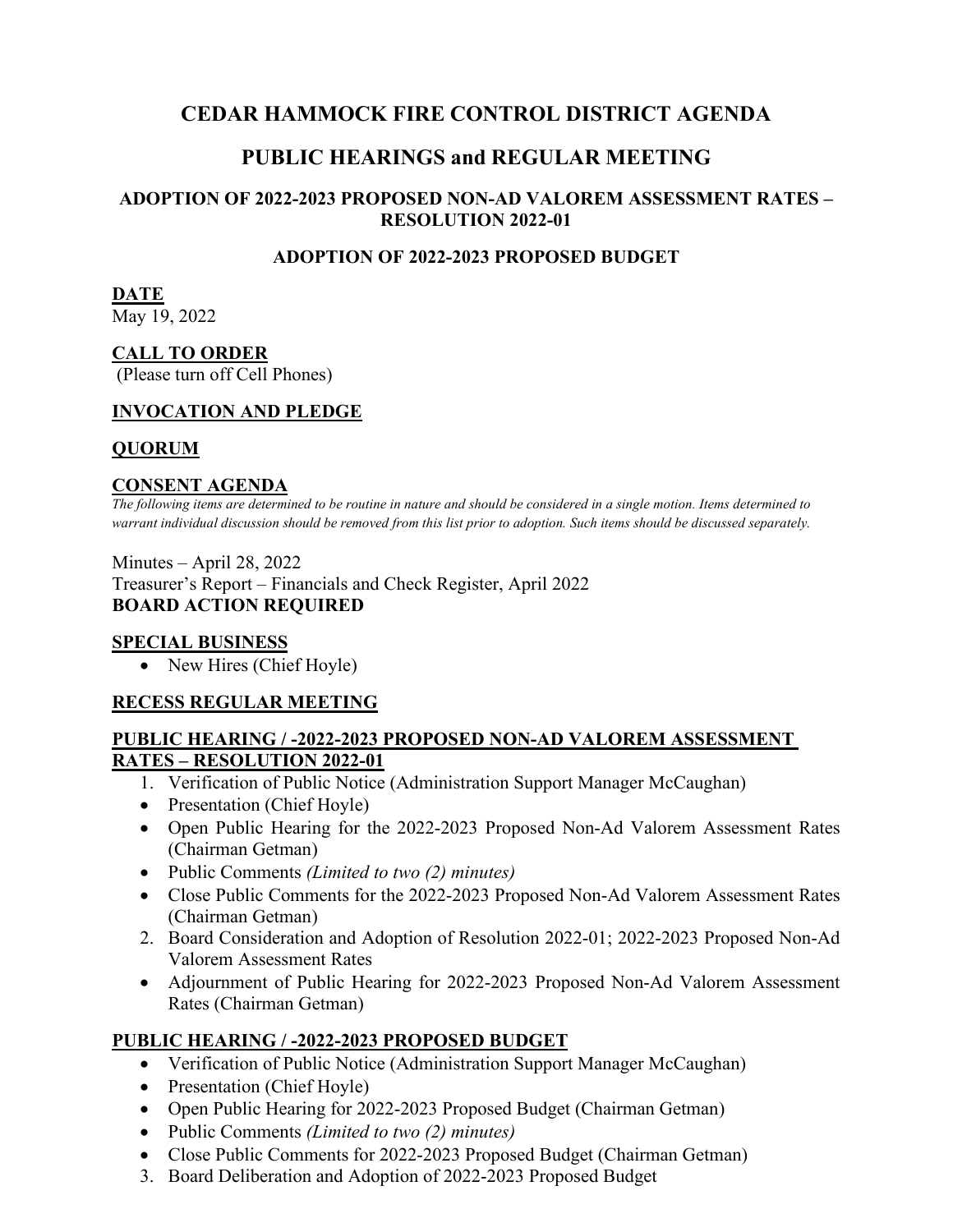# CEDAR HAMMOCK FIRE CONTROL DISTRICT AGENDA

## PUBLIC HEARINGS and REGULAR MEETING

### ADOPTION OF 2022-2023 PROPOSED NON-AD VALOREM ASSESSMENT RATES – RESOLUTION 2022-01

### ADOPTION OF 2022-2023 PROPOSED BUDGET

**DATE**
May 19, 2022

**CALL TO ORDER**
(Please turn off Cell Phones)

**INVOCATION AND PLEDGE**

**QUORUM**

**CONSENT AGENDA**
*The following items are determined to be routine in nature and should be considered in a single motion. Items determined to warrant individual discussion should be removed from this list prior to adoption. Such items should be discussed separately.*

Minutes – April 28, 2022
Treasurer's Report – Financials and Check Register, April 2022
**BOARD ACTION REQUIRED**

**SPECIAL BUSINESS**

- New Hires (Chief Hoyle)

**RECESS REGULAR MEETING**

**PUBLIC HEARING / -2022-2023 PROPOSED NON-AD VALOREM ASSESSMENT RATES – RESOLUTION 2022-01**

1. Verification of Public Notice (Administration Support Manager McCaughan)
- Presentation (Chief Hoyle)
- Open Public Hearing for the 2022-2023 Proposed Non-Ad Valorem Assessment Rates (Chairman Getman)
- Public Comments *(Limited to two (2) minutes)*
- Close Public Comments for the 2022-2023 Proposed Non-Ad Valorem Assessment Rates (Chairman Getman)
2. Board Consideration and Adoption of Resolution 2022-01; 2022-2023 Proposed Non-Ad Valorem Assessment Rates
- Adjournment of Public Hearing for 2022-2023 Proposed Non-Ad Valorem Assessment Rates (Chairman Getman)

**PUBLIC HEARING / -2022-2023 PROPOSED BUDGET**

- Verification of Public Notice (Administration Support Manager McCaughan)
- Presentation (Chief Hoyle)
- Open Public Hearing for 2022-2023 Proposed Budget (Chairman Getman)
- Public Comments *(Limited to two (2) minutes)*
- Close Public Comments for 2022-2023 Proposed Budget (Chairman Getman)
3. Board Deliberation and Adoption of 2022-2023 Proposed Budget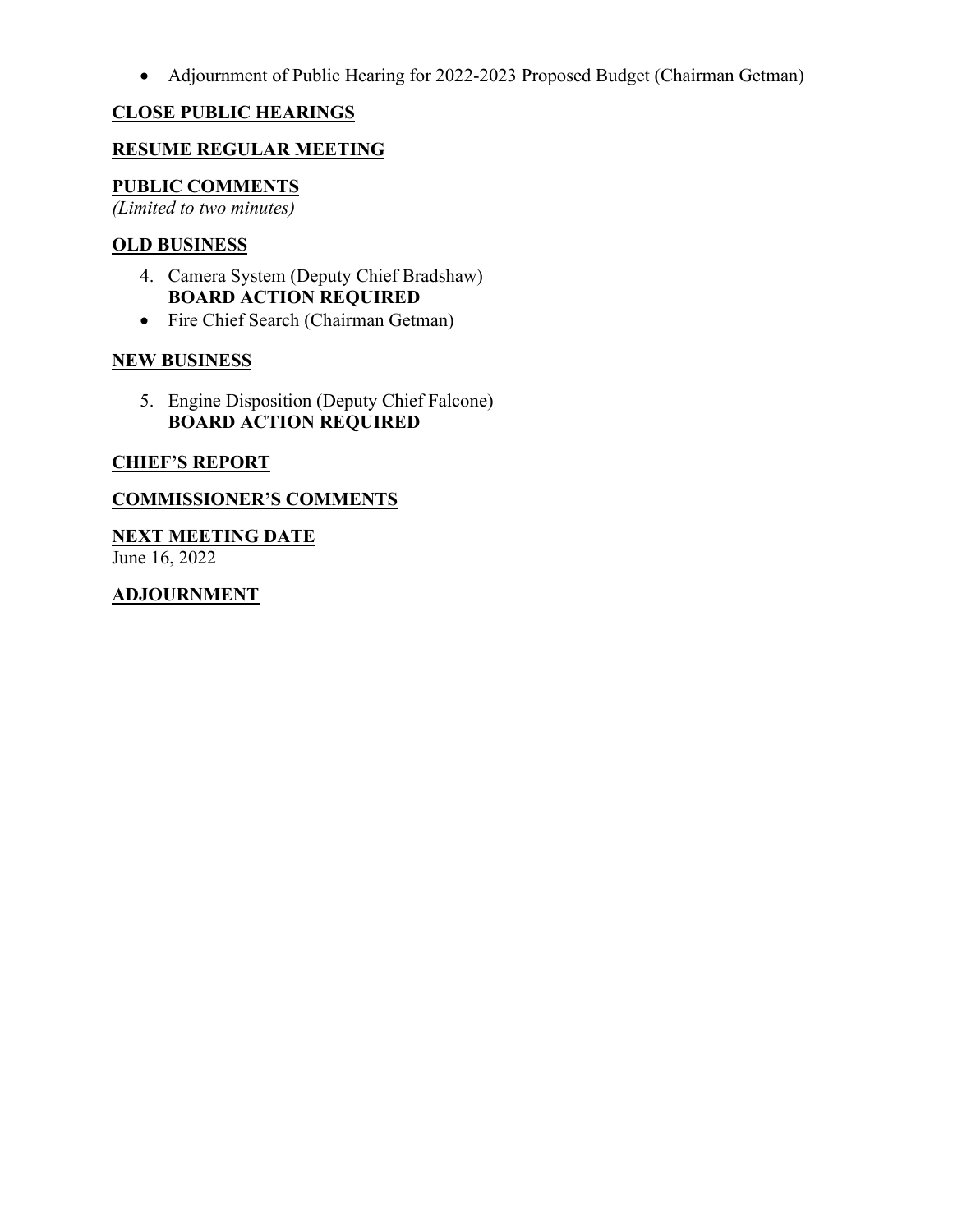- Adjournment of Public Hearing for 2022-2023 Proposed Budget (Chairman Getman)

## CLOSE PUBLIC HEARINGS

## RESUME REGULAR MEETING

## PUBLIC COMMENTS

*(Limited to two minutes)*

## OLD BUSINESS

4. Camera System (Deputy Chief Bradshaw)
   **BOARD ACTION REQUIRED**

- Fire Chief Search (Chairman Getman)

## NEW BUSINESS

5. Engine Disposition (Deputy Chief Falcone)
   **BOARD ACTION REQUIRED**

## CHIEF'S REPORT

## COMMISSIONER'S COMMENTS

## NEXT MEETING DATE

June 16, 2022

## ADJOURNMENT